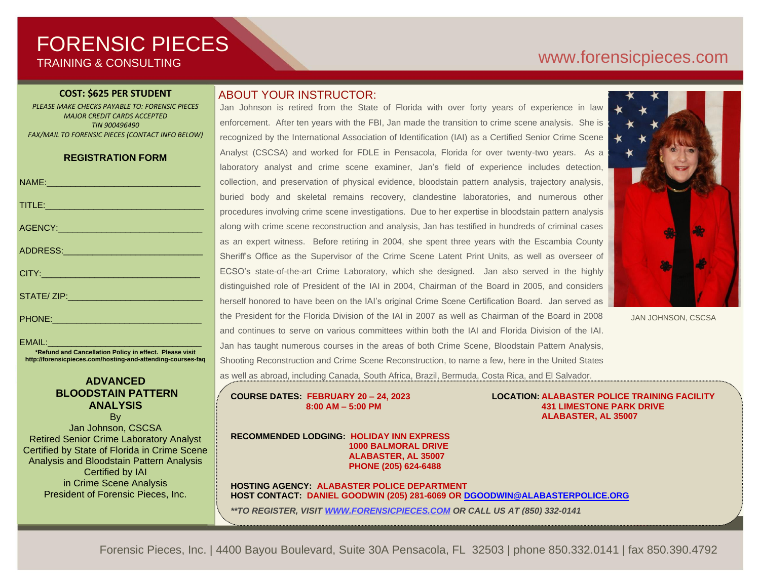# FORENSIC PIECES

TRAINING & CONSULTING

www.forensicpieces.com

**COST: $625 PER STUDENT**

*PLEASE MAKE CHECKS PAYABLE TO: FORENSIC PIECES*
*MAJOR CREDIT CARDS ACCEPTED*
*TIN 900496490*
*FAX/MAIL TO FORENSIC PIECES (CONTACT INFO BELOW)*

**REGISTRATION FORM**

NAME:_______________________________

TITLE:_______________________________

AGENCY:_____________________________

ADDRESS:____________________________

CITY:________________________________

STATE/ ZIP:___________________________

PHONE:______________________________

EMAIL:_______________________________

**\*Refund and Cancellation Policy in effect. Please visit http://forensicpieces.com/hosting-and-attending-courses-faq**

## ADVANCED BLOODSTAIN PATTERN ANALYSIS

By
Jan Johnson, CSCSA
Retired Senior Crime Laboratory Analyst
Certified by State of Florida in Crime Scene Analysis and Bloodstain Pattern Analysis
Certified by IAI
in Crime Scene Analysis
President of Forensic Pieces, Inc.

## ABOUT YOUR INSTRUCTOR:

Jan Johnson is retired from the State of Florida with over forty years of experience in law enforcement. After ten years with the FBI, Jan made the transition to crime scene analysis. She is recognized by the International Association of Identification (IAI) as a Certified Senior Crime Scene Analyst (CSCSA) and worked for FDLE in Pensacola, Florida for over twenty-two years. As a laboratory analyst and crime scene examiner, Jan's field of experience includes detection, collection, and preservation of physical evidence, bloodstain pattern analysis, trajectory analysis, buried body and skeletal remains recovery, clandestine laboratories, and numerous other procedures involving crime scene investigations. Due to her expertise in bloodstain pattern analysis along with crime scene reconstruction and analysis, Jan has testified in hundreds of criminal cases as an expert witness. Before retiring in 2004, she spent three years with the Escambia County Sheriff's Office as the Supervisor of the Crime Scene Latent Print Units, as well as overseer of ECSO's state-of-the-art Crime Laboratory, which she designed. Jan also served in the highly distinguished role of President of the IAI in 2004, Chairman of the Board in 2005, and considers herself honored to have been on the IAI's original Crime Scene Certification Board. Jan served as the President for the Florida Division of the IAI in 2007 as well as Chairman of the Board in 2008 and continues to serve on various committees within both the IAI and Florida Division of the IAI. Jan has taught numerous courses in the areas of both Crime Scene, Bloodstain Pattern Analysis, Shooting Reconstruction and Crime Scene Reconstruction, to name a few, here in the United States as well as abroad, including Canada, South Africa, Brazil, Bermuda, Costa Rica, and El Salvador.

JAN JOHNSON, CSCSA

**COURSE DATES: FEBRUARY 20 – 24, 2023**
**8:00 AM – 5:00 PM**

**LOCATION: ALABASTER POLICE TRAINING FACILITY**
**431 LIMESTONE PARK DRIVE**
**ALABASTER, AL 35007**

**RECOMMENDED LODGING: HOLIDAY INN EXPRESS**
**1000 BALMORAL DRIVE**
**ALABASTER, AL 35007**
**PHONE (205) 624-6488**

**HOSTING AGENCY: ALABASTER POLICE DEPARTMENT**
**HOST CONTACT: DANIEL GOODWIN (205) 281-6069 OR DGOODWIN@ALABASTERPOLICE.ORG**

***\*\*TO REGISTER, VISIT WWW.FORENSICPIECES.COM OR CALL US AT (850) 332-0141***

Forensic Pieces, Inc. | 4400 Bayou Boulevard, Suite 30A Pensacola, FL 32503 | phone 850.332.0141 | fax 850.390.4792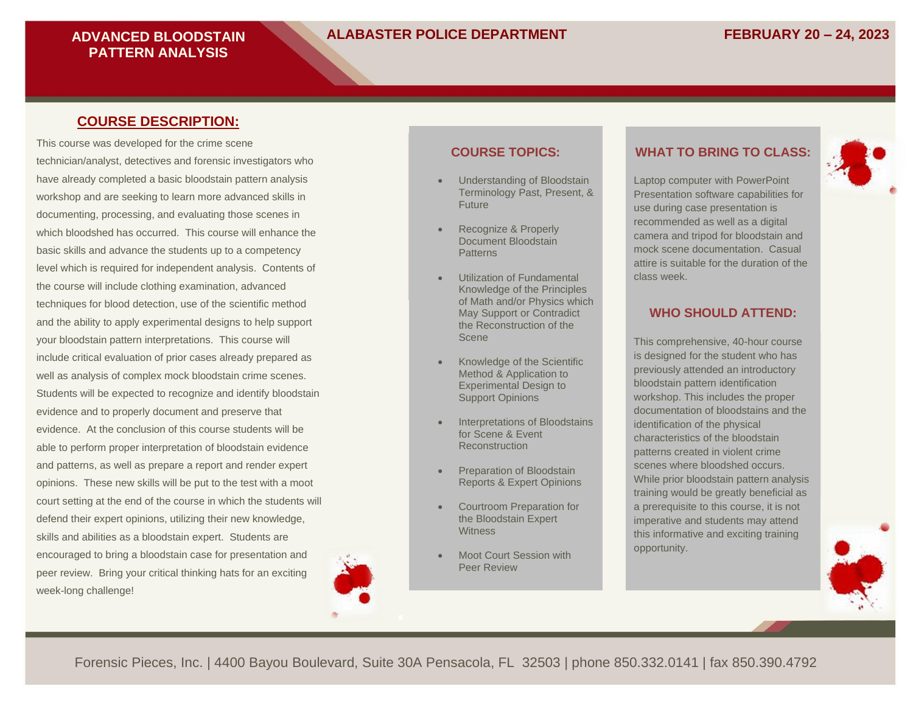**ADVANCED BLOODSTAIN PATTERN ANALYSIS**

**ALABASTER POLICE DEPARTMENT**

**FEBRUARY 20 – 24, 2023**

## COURSE DESCRIPTION:

This course was developed for the crime scene technician/analyst, detectives and forensic investigators who have already completed a basic bloodstain pattern analysis workshop and are seeking to learn more advanced skills in documenting, processing, and evaluating those scenes in which bloodshed has occurred. This course will enhance the basic skills and advance the students up to a competency level which is required for independent analysis. Contents of the course will include clothing examination, advanced techniques for blood detection, use of the scientific method and the ability to apply experimental designs to help support your bloodstain pattern interpretations. This course will include critical evaluation of prior cases already prepared as well as analysis of complex mock bloodstain crime scenes. Students will be expected to recognize and identify bloodstain evidence and to properly document and preserve that evidence. At the conclusion of this course students will be able to perform proper interpretation of bloodstain evidence and patterns, as well as prepare a report and render expert opinions. These new skills will be put to the test with a moot court setting at the end of the course in which the students will defend their expert opinions, utilizing their new knowledge, skills and abilities as a bloodstain expert. Students are encouraged to bring a bloodstain case for presentation and peer review. Bring your critical thinking hats for an exciting week-long challenge!

## COURSE TOPICS:

- Understanding of Bloodstain Terminology Past, Present, & Future
- Recognize & Properly Document Bloodstain Patterns
- Utilization of Fundamental Knowledge of the Principles of Math and/or Physics which May Support or Contradict the Reconstruction of the Scene
- Knowledge of the Scientific Method & Application to Experimental Design to Support Opinions
- Interpretations of Bloodstains for Scene & Event Reconstruction
- Preparation of Bloodstain Reports & Expert Opinions
- Courtroom Preparation for the Bloodstain Expert Witness
- Moot Court Session with Peer Review

## WHAT TO BRING TO CLASS:

Laptop computer with PowerPoint Presentation software capabilities for use during case presentation is recommended as well as a digital camera and tripod for bloodstain and mock scene documentation. Casual attire is suitable for the duration of the class week.

## WHO SHOULD ATTEND:

This comprehensive, 40-hour course is designed for the student who has previously attended an introductory bloodstain pattern identification workshop. This includes the proper documentation of bloodstains and the identification of the physical characteristics of the bloodstain patterns created in violent crime scenes where bloodshed occurs. While prior bloodstain pattern analysis training would be greatly beneficial as a prerequisite to this course, it is not imperative and students may attend this informative and exciting training opportunity.

Forensic Pieces, Inc. | 4400 Bayou Boulevard, Suite 30A Pensacola, FL 32503 | phone 850.332.0141 | fax 850.390.4792